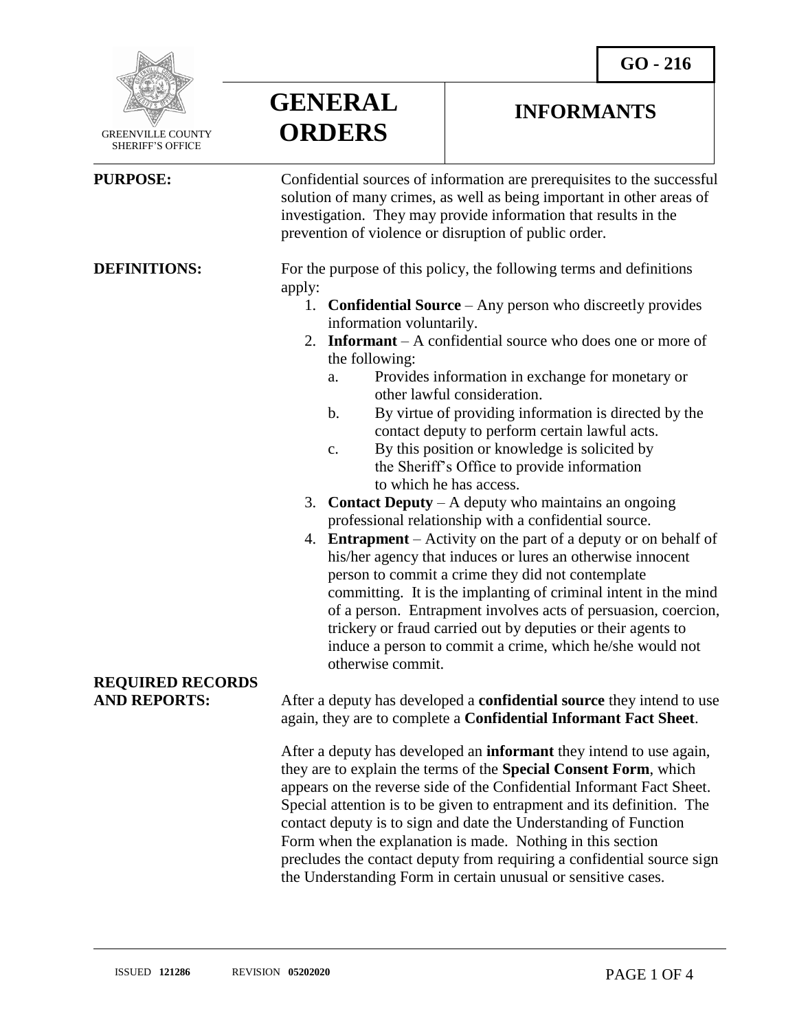**GO - 216**

GREENVILLE COUNTY SHERIFF'S OFFICE

# GENERAL ORDERS

## INFORMANTS

**PURPOSE:**

Confidential sources of information are prerequisites to the successful solution of many crimes, as well as being important in other areas of investigation. They may provide information that results in the prevention of violence or disruption of public order.

**DEFINITIONS:**

For the purpose of this policy, the following terms and definitions apply:

1. **Confidential Source** – Any person who discreetly provides information voluntarily.
2. **Informant** – A confidential source who does one or more of the following:
   a. Provides information in exchange for monetary or other lawful consideration.
   b. By virtue of providing information is directed by the contact deputy to perform certain lawful acts.
   c. By this position or knowledge is solicited by the Sheriff's Office to provide information to which he has access.
3. **Contact Deputy** – A deputy who maintains an ongoing professional relationship with a confidential source.
4. **Entrapment** – Activity on the part of a deputy or on behalf of his/her agency that induces or lures an otherwise innocent person to commit a crime they did not contemplate committing. It is the implanting of criminal intent in the mind of a person. Entrapment involves acts of persuasion, coercion, trickery or fraud carried out by deputies or their agents to induce a person to commit a crime, which he/she would not otherwise commit.

**REQUIRED RECORDS AND REPORTS:**

After a deputy has developed a **confidential source** they intend to use again, they are to complete a **Confidential Informant Fact Sheet**.

After a deputy has developed an **informant** they intend to use again, they are to explain the terms of the **Special Consent Form**, which appears on the reverse side of the Confidential Informant Fact Sheet. Special attention is to be given to entrapment and its definition. The contact deputy is to sign and date the Understanding of Function Form when the explanation is made. Nothing in this section precludes the contact deputy from requiring a confidential source sign the Understanding Form in certain unusual or sensitive cases.

ISSUED **121286** REVISION **05202020**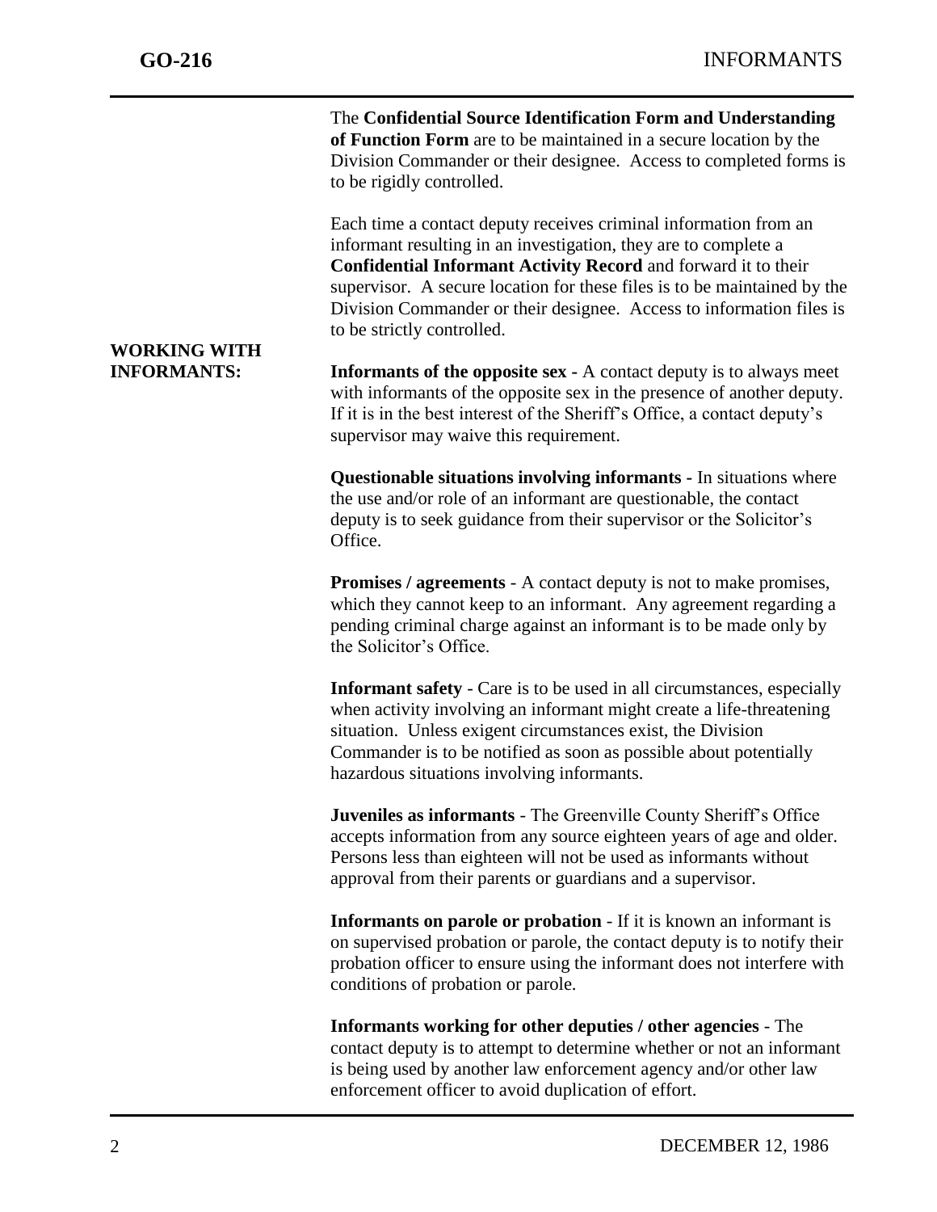The **Confidential Source Identification Form and Understanding of Function Form** are to be maintained in a secure location by the Division Commander or their designee. Access to completed forms is to be rigidly controlled.

Each time a contact deputy receives criminal information from an informant resulting in an investigation, they are to complete a **Confidential Informant Activity Record** and forward it to their supervisor. A secure location for these files is to be maintained by the Division Commander or their designee. Access to information files is to be strictly controlled.

## WORKING WITH INFORMANTS:

**Informants of the opposite sex -** A contact deputy is to always meet with informants of the opposite sex in the presence of another deputy. If it is in the best interest of the Sheriff's Office, a contact deputy's supervisor may waive this requirement.

**Questionable situations involving informants -** In situations where the use and/or role of an informant are questionable, the contact deputy is to seek guidance from their supervisor or the Solicitor's Office.

**Promises / agreements** - A contact deputy is not to make promises, which they cannot keep to an informant. Any agreement regarding a pending criminal charge against an informant is to be made only by the Solicitor's Office.

**Informant safety** - Care is to be used in all circumstances, especially when activity involving an informant might create a life-threatening situation. Unless exigent circumstances exist, the Division Commander is to be notified as soon as possible about potentially hazardous situations involving informants.

**Juveniles as informants** - The Greenville County Sheriff's Office accepts information from any source eighteen years of age and older. Persons less than eighteen will not be used as informants without approval from their parents or guardians and a supervisor.

**Informants on parole or probation** - If it is known an informant is on supervised probation or parole, the contact deputy is to notify their probation officer to ensure using the informant does not interfere with conditions of probation or parole.

**Informants working for other deputies / other agencies** - The contact deputy is to attempt to determine whether or not an informant is being used by another law enforcement agency and/or other law enforcement officer to avoid duplication of effort.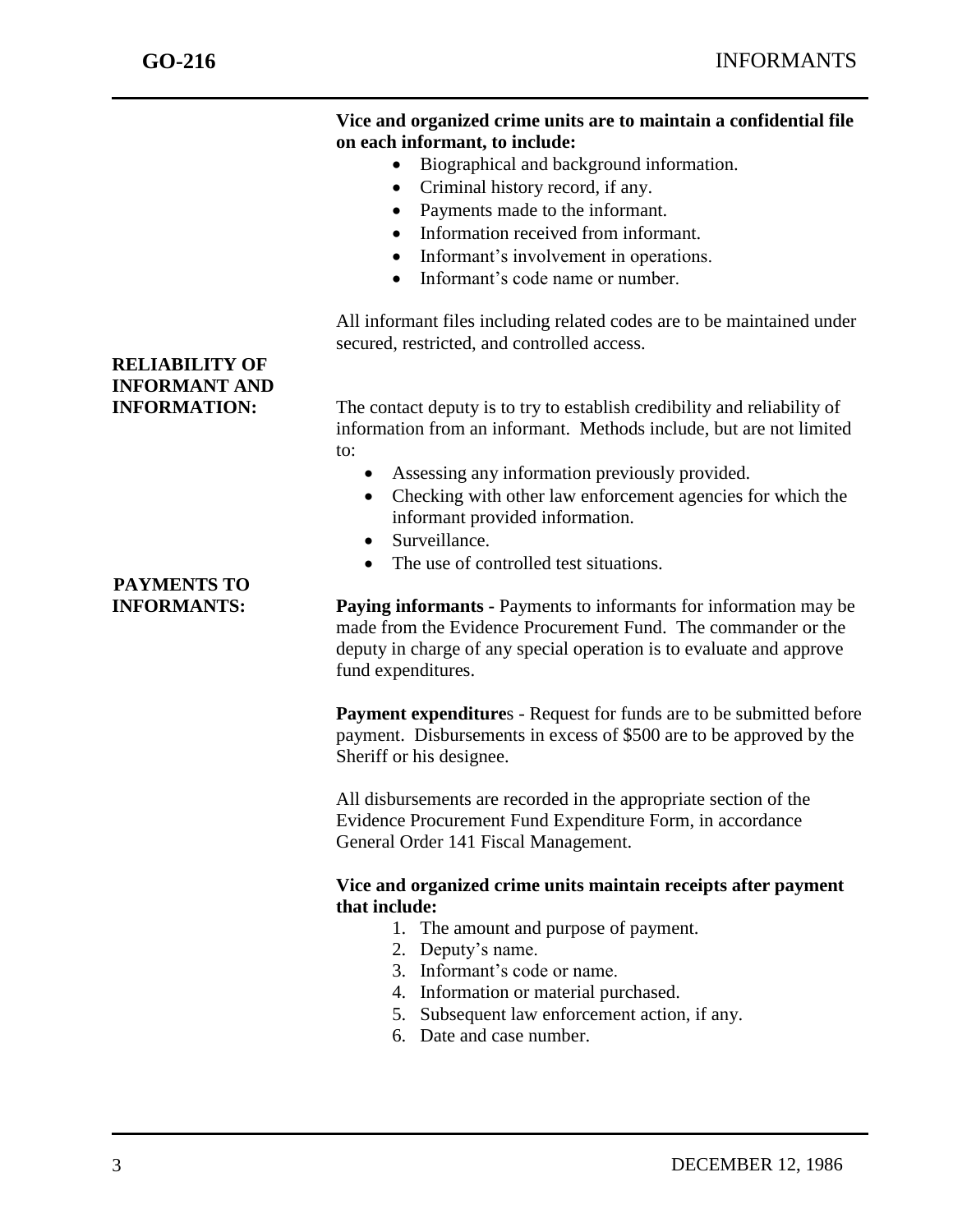**Vice and organized crime units are to maintain a confidential file on each informant, to include:**

- Biographical and background information.
- Criminal history record, if any.
- Payments made to the informant.
- Information received from informant.
- Informant's involvement in operations.
- Informant's code name or number.

All informant files including related codes are to be maintained under secured, restricted, and controlled access.

## RELIABILITY OF INFORMANT AND INFORMATION:

The contact deputy is to try to establish credibility and reliability of information from an informant. Methods include, but are not limited to:

- Assessing any information previously provided.
- Checking with other law enforcement agencies for which the informant provided information.
- Surveillance.
- The use of controlled test situations.

## PAYMENTS TO INFORMANTS:

**Paying informants -** Payments to informants for information may be made from the Evidence Procurement Fund. The commander or the deputy in charge of any special operation is to evaluate and approve fund expenditures.

**Payment expenditure**s - Request for funds are to be submitted before payment. Disbursements in excess of $500 are to be approved by the Sheriff or his designee.

All disbursements are recorded in the appropriate section of the Evidence Procurement Fund Expenditure Form, in accordance General Order 141 Fiscal Management.

**Vice and organized crime units maintain receipts after payment that include:**

1. The amount and purpose of payment.
2. Deputy's name.
3. Informant's code or name.
4. Information or material purchased.
5. Subsequent law enforcement action, if any.
6. Date and case number.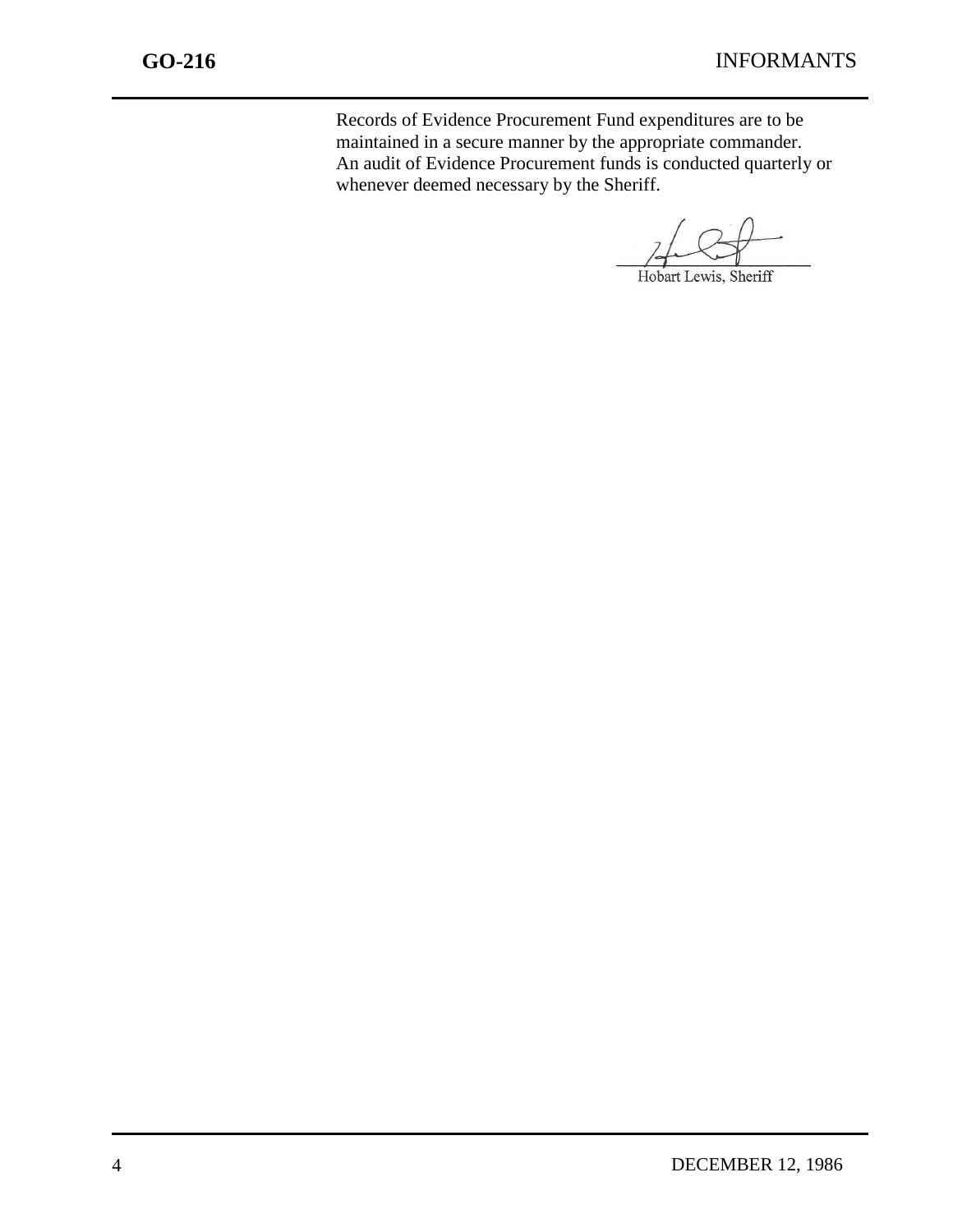Records of Evidence Procurement Fund expenditures are to be maintained in a secure manner by the appropriate commander. An audit of Evidence Procurement funds is conducted quarterly or whenever deemed necessary by the Sheriff.

Hobart Lewis, Sheriff